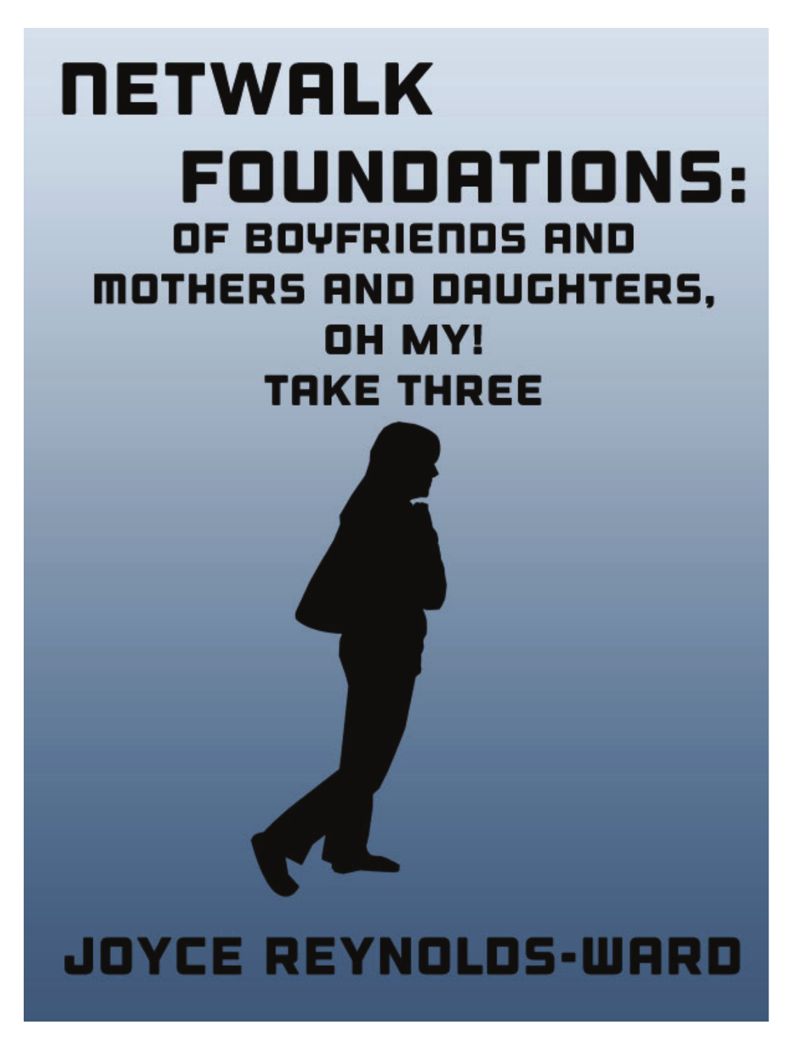# NETWALK FOUNDATIONS:

## OF BOYFRIENDS AND MOTHERS AND DAUGHTERS, OH MY!

## TAKE THREE

JOYCE REYNOLDS-WARD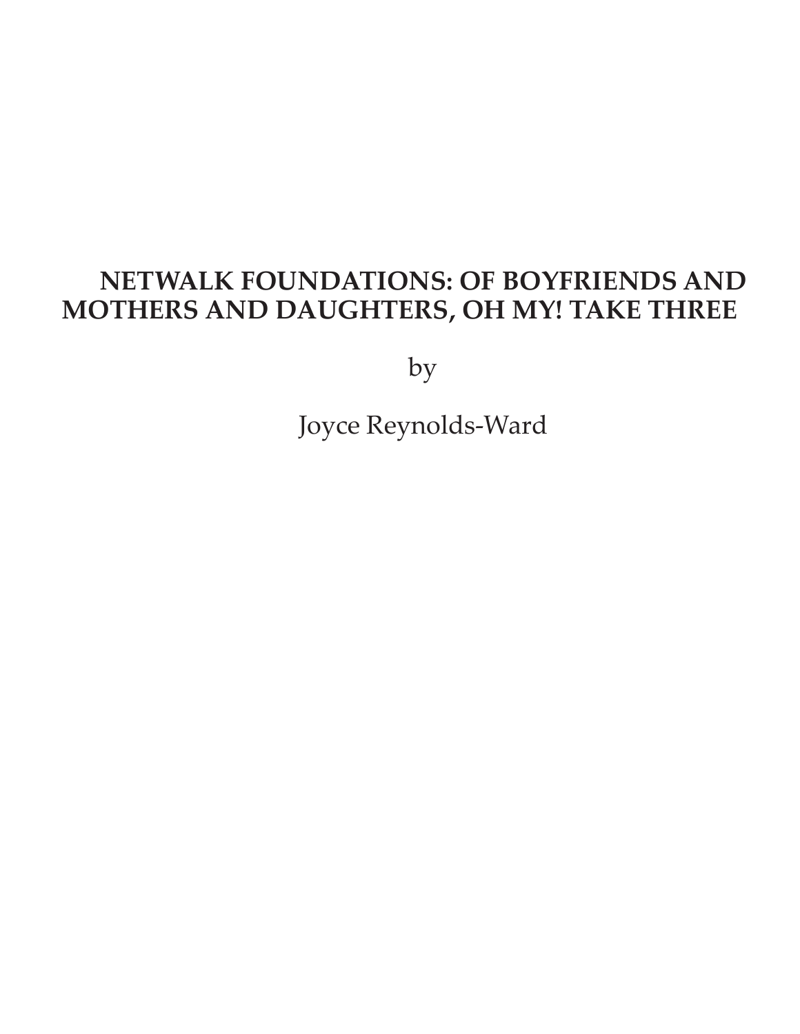# NETWALK FOUNDATIONS: OF BOYFRIENDS AND MOTHERS AND DAUGHTERS, OH MY! TAKE THREE

by

Joyce Reynolds-Ward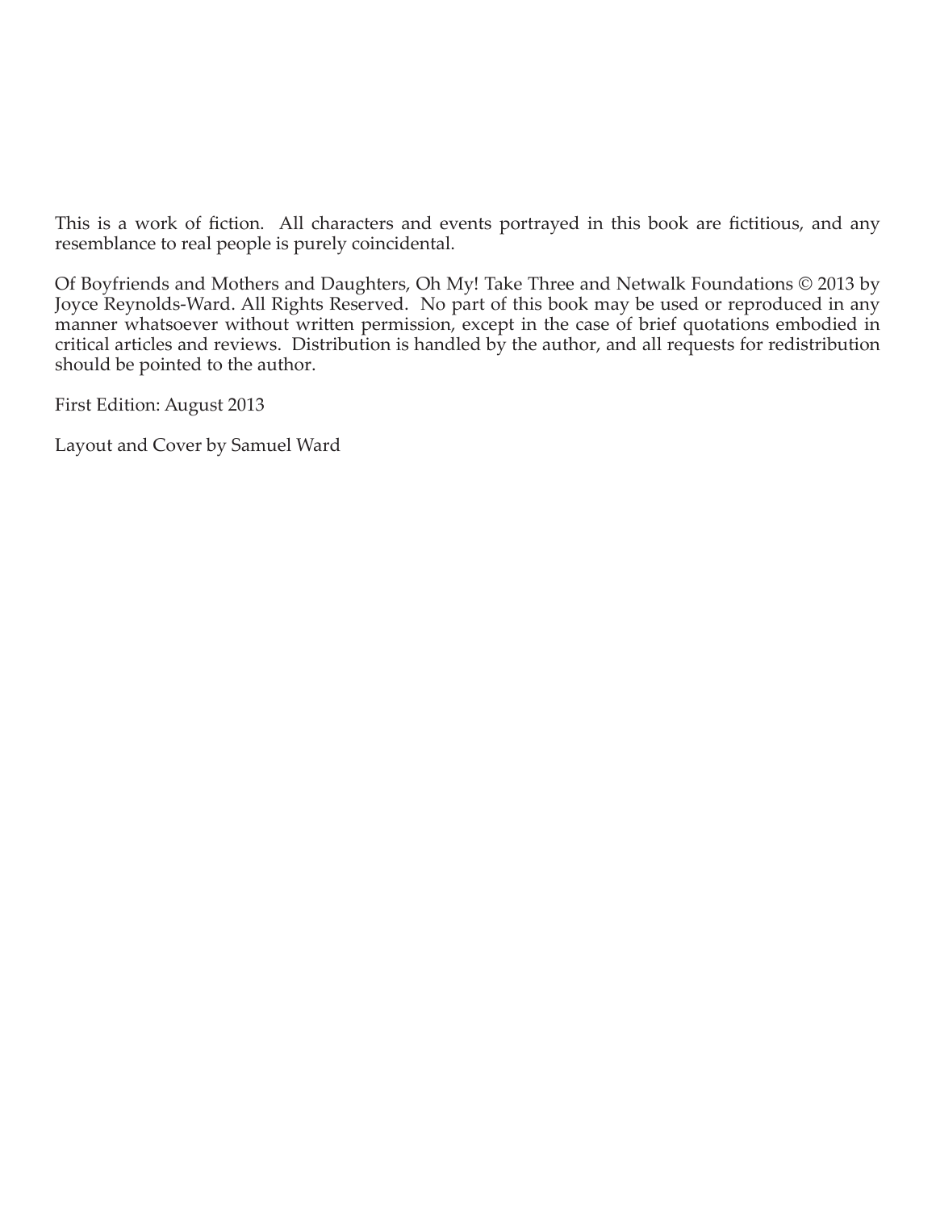This is a work of fiction. All characters and events portrayed in this book are fictitious, and any resemblance to real people is purely coincidental.

Of Boyfriends and Mothers and Daughters, Oh My! Take Three and Netwalk Foundations © 2013 by Joyce Reynolds-Ward. All Rights Reserved. No part of this book may be used or reproduced in any manner whatsoever without written permission, except in the case of brief quotations embodied in critical articles and reviews. Distribution is handled by the author, and all requests for redistribution should be pointed to the author.

First Edition: August 2013

Layout and Cover by Samuel Ward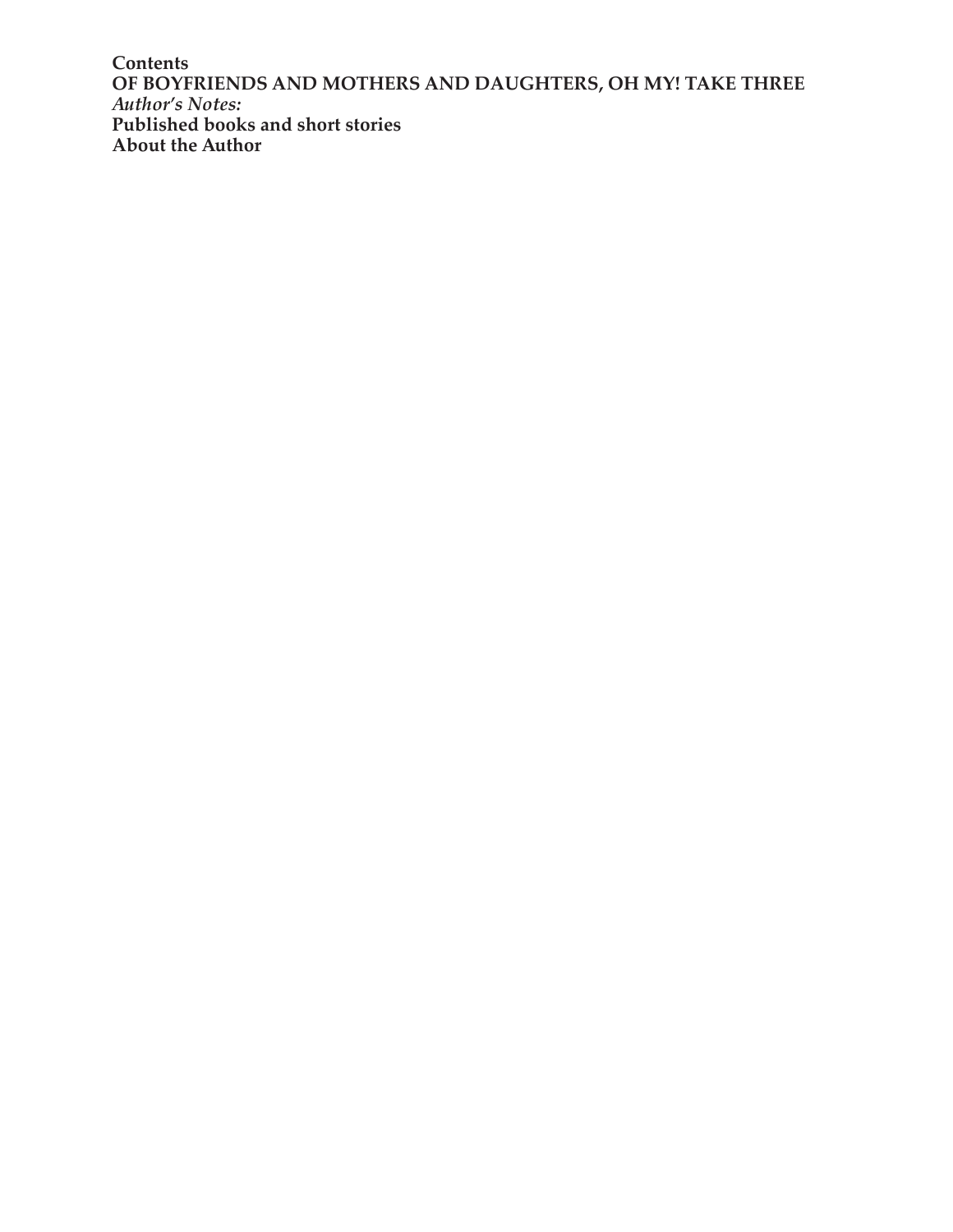**Contents**

**OF BOYFRIENDS AND MOTHERS AND DAUGHTERS, OH MY! TAKE THREE**

***Author's Notes:***

**Published books and short stories**

**About the Author**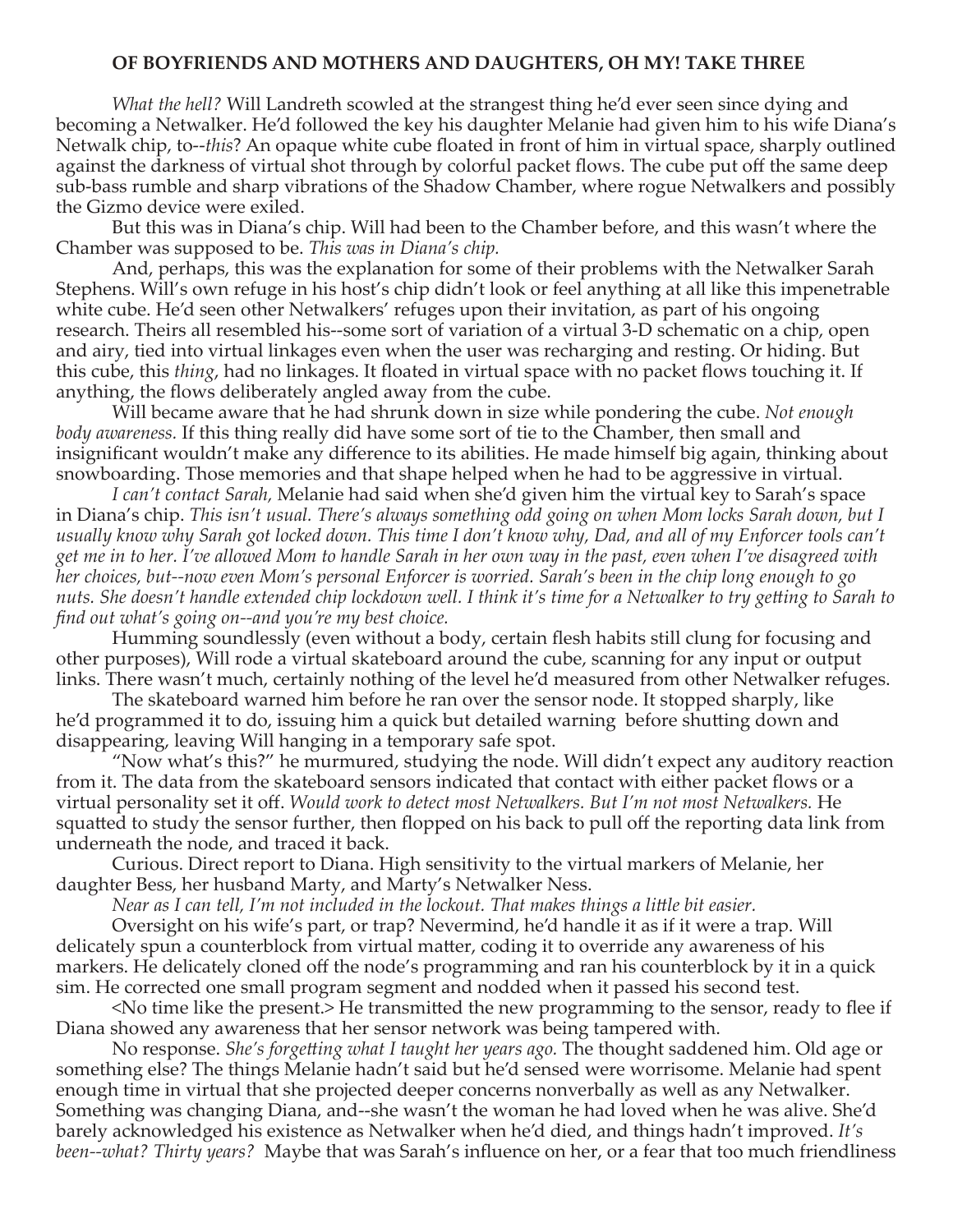**OF BOYFRIENDS AND MOTHERS AND DAUGHTERS, OH MY! TAKE THREE**

*What the hell?* Will Landreth scowled at the strangest thing he'd ever seen since dying and becoming a Netwalker. He'd followed the key his daughter Melanie had given him to his wife Diana's Netwalk chip, to--*this*? An opaque white cube floated in front of him in virtual space, sharply outlined against the darkness of virtual shot through by colorful packet flows. The cube put off the same deep sub-bass rumble and sharp vibrations of the Shadow Chamber, where rogue Netwalkers and possibly the Gizmo device were exiled.

But this was in Diana's chip. Will had been to the Chamber before, and this wasn't where the Chamber was supposed to be. *This was in Diana's chip.*

And, perhaps, this was the explanation for some of their problems with the Netwalker Sarah Stephens. Will's own refuge in his host's chip didn't look or feel anything at all like this impenetrable white cube. He'd seen other Netwalkers' refuges upon their invitation, as part of his ongoing research. Theirs all resembled his--some sort of variation of a virtual 3-D schematic on a chip, open and airy, tied into virtual linkages even when the user was recharging and resting. Or hiding. But this cube, this *thing*, had no linkages. It floated in virtual space with no packet flows touching it. If anything, the flows deliberately angled away from the cube.

Will became aware that he had shrunk down in size while pondering the cube. *Not enough body awareness.* If this thing really did have some sort of tie to the Chamber, then small and insignificant wouldn't make any difference to its abilities. He made himself big again, thinking about snowboarding. Those memories and that shape helped when he had to be aggressive in virtual.

*I can't contact Sarah,* Melanie had said when she'd given him the virtual key to Sarah's space in Diana's chip. *This isn't usual. There's always something odd going on when Mom locks Sarah down, but I usually know why Sarah got locked down. This time I don't know why, Dad, and all of my Enforcer tools can't get me in to her. I've allowed Mom to handle Sarah in her own way in the past, even when I've disagreed with her choices, but--now even Mom's personal Enforcer is worried. Sarah's been in the chip long enough to go nuts. She doesn't handle extended chip lockdown well. I think it's time for a Netwalker to try getting to Sarah to find out what's going on--and you're my best choice.*

Humming soundlessly (even without a body, certain flesh habits still clung for focusing and other purposes), Will rode a virtual skateboard around the cube, scanning for any input or output links. There wasn't much, certainly nothing of the level he'd measured from other Netwalker refuges.

The skateboard warned him before he ran over the sensor node. It stopped sharply, like he'd programmed it to do, issuing him a quick but detailed warning before shutting down and disappearing, leaving Will hanging in a temporary safe spot.

"Now what's this?" he murmured, studying the node. Will didn't expect any auditory reaction from it. The data from the skateboard sensors indicated that contact with either packet flows or a virtual personality set it off. *Would work to detect most Netwalkers. But I'm not most Netwalkers.* He squatted to study the sensor further, then flopped on his back to pull off the reporting data link from underneath the node, and traced it back.

Curious. Direct report to Diana. High sensitivity to the virtual markers of Melanie, her daughter Bess, her husband Marty, and Marty's Netwalker Ness.

*Near as I can tell, I'm not included in the lockout. That makes things a little bit easier.*

Oversight on his wife's part, or trap? Nevermind, he'd handle it as if it were a trap. Will delicately spun a counterblock from virtual matter, coding it to override any awareness of his markers. He delicately cloned off the node's programming and ran his counterblock by it in a quick sim. He corrected one small program segment and nodded when it passed his second test.

<No time like the present.> He transmitted the new programming to the sensor, ready to flee if Diana showed any awareness that her sensor network was being tampered with.

No response. *She's forgetting what I taught her years ago.* The thought saddened him. Old age or something else? The things Melanie hadn't said but he'd sensed were worrisome. Melanie had spent enough time in virtual that she projected deeper concerns nonverbally as well as any Netwalker. Something was changing Diana, and--she wasn't the woman he had loved when he was alive. She'd barely acknowledged his existence as Netwalker when he'd died, and things hadn't improved. *It's been--what? Thirty years?* Maybe that was Sarah's influence on her, or a fear that too much friendliness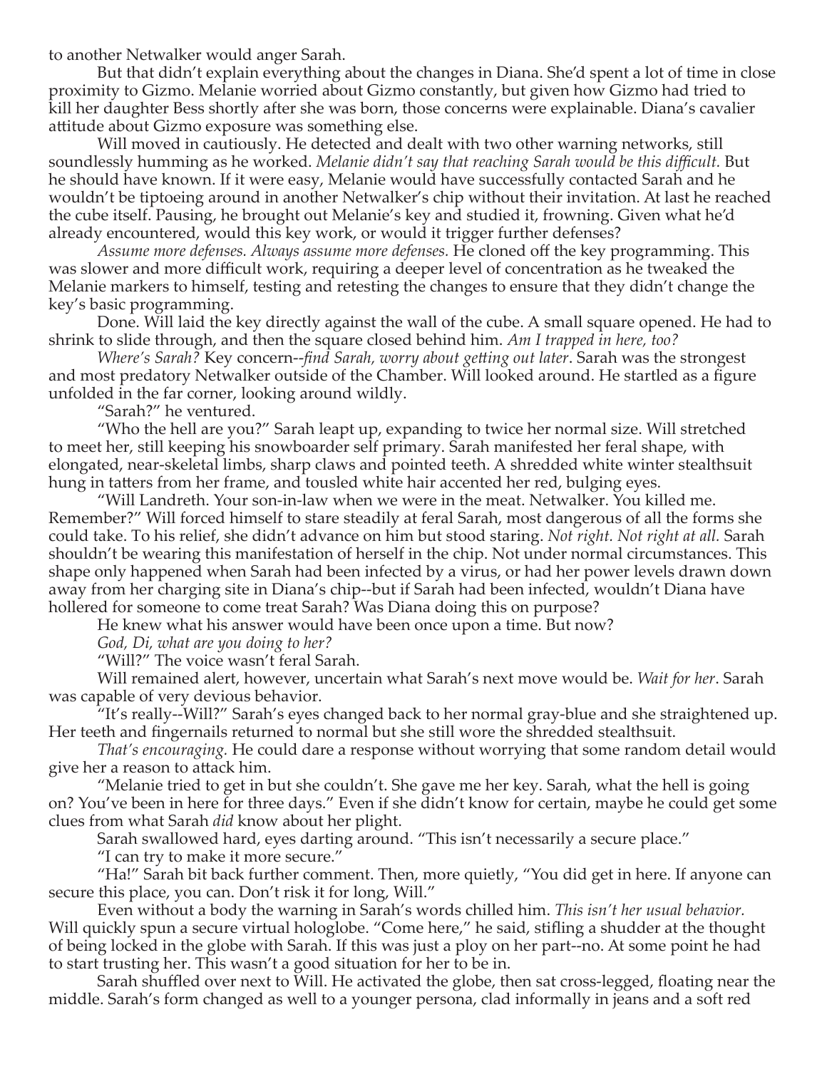to another Netwalker would anger Sarah.

But that didn't explain everything about the changes in Diana. She'd spent a lot of time in close proximity to Gizmo. Melanie worried about Gizmo constantly, but given how Gizmo had tried to kill her daughter Bess shortly after she was born, those concerns were explainable. Diana's cavalier attitude about Gizmo exposure was something else.

Will moved in cautiously. He detected and dealt with two other warning networks, still soundlessly humming as he worked. *Melanie didn't say that reaching Sarah would be this difficult.* But he should have known. If it were easy, Melanie would have successfully contacted Sarah and he wouldn't be tiptoeing around in another Netwalker's chip without their invitation. At last he reached the cube itself. Pausing, he brought out Melanie's key and studied it, frowning. Given what he'd already encountered, would this key work, or would it trigger further defenses?

*Assume more defenses. Always assume more defenses.* He cloned off the key programming. This was slower and more difficult work, requiring a deeper level of concentration as he tweaked the Melanie markers to himself, testing and retesting the changes to ensure that they didn't change the key's basic programming.

Done. Will laid the key directly against the wall of the cube. A small square opened. He had to shrink to slide through, and then the square closed behind him. *Am I trapped in here, too?*

*Where's Sarah?* Key concern--*find Sarah, worry about getting out later*. Sarah was the strongest and most predatory Netwalker outside of the Chamber. Will looked around. He startled as a figure unfolded in the far corner, looking around wildly.

"Sarah?" he ventured.

"Who the hell are you?" Sarah leapt up, expanding to twice her normal size. Will stretched to meet her, still keeping his snowboarder self primary. Sarah manifested her feral shape, with elongated, near-skeletal limbs, sharp claws and pointed teeth. A shredded white winter stealthsuit hung in tatters from her frame, and tousled white hair accented her red, bulging eyes.

"Will Landreth. Your son-in-law when we were in the meat. Netwalker. You killed me. Remember?" Will forced himself to stare steadily at feral Sarah, most dangerous of all the forms she could take. To his relief, she didn't advance on him but stood staring. *Not right. Not right at all.* Sarah shouldn't be wearing this manifestation of herself in the chip. Not under normal circumstances. This shape only happened when Sarah had been infected by a virus, or had her power levels drawn down away from her charging site in Diana's chip--but if Sarah had been infected, wouldn't Diana have hollered for someone to come treat Sarah? Was Diana doing this on purpose?

He knew what his answer would have been once upon a time. But now?

*God, Di, what are you doing to her?*

"Will?" The voice wasn't feral Sarah.

Will remained alert, however, uncertain what Sarah's next move would be. *Wait for her*. Sarah was capable of very devious behavior.

"It's really--Will?" Sarah's eyes changed back to her normal gray-blue and she straightened up. Her teeth and fingernails returned to normal but she still wore the shredded stealthsuit.

*That's encouraging.* He could dare a response without worrying that some random detail would give her a reason to attack him.

"Melanie tried to get in but she couldn't. She gave me her key. Sarah, what the hell is going on? You've been in here for three days." Even if she didn't know for certain, maybe he could get some clues from what Sarah *did* know about her plight.

Sarah swallowed hard, eyes darting around. "This isn't necessarily a secure place."

"I can try to make it more secure."

"Ha!" Sarah bit back further comment. Then, more quietly, "You did get in here. If anyone can secure this place, you can. Don't risk it for long, Will."

Even without a body the warning in Sarah's words chilled him. *This isn't her usual behavior.* Will quickly spun a secure virtual hologlobe. "Come here," he said, stifling a shudder at the thought of being locked in the globe with Sarah. If this was just a ploy on her part--no. At some point he had to start trusting her. This wasn't a good situation for her to be in.

Sarah shuffled over next to Will. He activated the globe, then sat cross-legged, floating near the middle. Sarah's form changed as well to a younger persona, clad informally in jeans and a soft red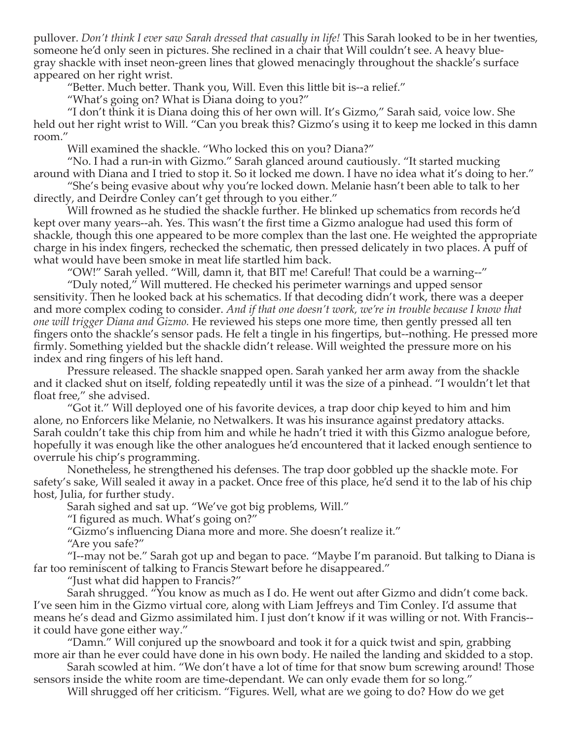pullover. *Don't think I ever saw Sarah dressed that casually in life!* This Sarah looked to be in her twenties, someone he'd only seen in pictures. She reclined in a chair that Will couldn't see. A heavy blue-gray shackle with inset neon-green lines that glowed menacingly throughout the shackle's surface appeared on her right wrist.

"Better. Much better. Thank you, Will. Even this little bit is--a relief."

"What's going on? What is Diana doing to you?"

"I don't think it is Diana doing this of her own will. It's Gizmo," Sarah said, voice low. She held out her right wrist to Will. "Can you break this? Gizmo's using it to keep me locked in this damn room."

Will examined the shackle. "Who locked this on you? Diana?"

"No. I had a run-in with Gizmo." Sarah glanced around cautiously. "It started mucking around with Diana and I tried to stop it. So it locked me down. I have no idea what it's doing to her."

"She's being evasive about why you're locked down. Melanie hasn't been able to talk to her directly, and Deirdre Conley can't get through to you either."

Will frowned as he studied the shackle further. He blinked up schematics from records he'd kept over many years--ah. Yes. This wasn't the first time a Gizmo analogue had used this form of shackle, though this one appeared to be more complex than the last one. He weighted the appropriate charge in his index fingers, rechecked the schematic, then pressed delicately in two places. A puff of what would have been smoke in meat life startled him back.

"OW!" Sarah yelled. "Will, damn it, that BIT me! Careful! That could be a warning--"

"Duly noted," Will muttered. He checked his perimeter warnings and upped sensor sensitivity. Then he looked back at his schematics. If that decoding didn't work, there was a deeper and more complex coding to consider. *And if that one doesn't work, we're in trouble because I know that one will trigger Diana and Gizmo.* He reviewed his steps one more time, then gently pressed all ten fingers onto the shackle's sensor pads. He felt a tingle in his fingertips, but--nothing. He pressed more firmly. Something yielded but the shackle didn't release. Will weighted the pressure more on his index and ring fingers of his left hand.

Pressure released. The shackle snapped open. Sarah yanked her arm away from the shackle and it clacked shut on itself, folding repeatedly until it was the size of a pinhead. "I wouldn't let that float free," she advised.

"Got it." Will deployed one of his favorite devices, a trap door chip keyed to him and him alone, no Enforcers like Melanie, no Netwalkers. It was his insurance against predatory attacks. Sarah couldn't take this chip from him and while he hadn't tried it with this Gizmo analogue before, hopefully it was enough like the other analogues he'd encountered that it lacked enough sentience to overrule his chip's programming.

Nonetheless, he strengthened his defenses. The trap door gobbled up the shackle mote. For safety's sake, Will sealed it away in a packet. Once free of this place, he'd send it to the lab of his chip host, Julia, for further study.

Sarah sighed and sat up. "We've got big problems, Will."

"I figured as much. What's going on?"

"Gizmo's influencing Diana more and more. She doesn't realize it."

"Are you safe?"

"I--may not be." Sarah got up and began to pace. "Maybe I'm paranoid. But talking to Diana is far too reminiscent of talking to Francis Stewart before he disappeared."

"Just what did happen to Francis?"

Sarah shrugged. "You know as much as I do. He went out after Gizmo and didn't come back. I've seen him in the Gizmo virtual core, along with Liam Jeffreys and Tim Conley. I'd assume that means he's dead and Gizmo assimilated him. I just don't know if it was willing or not. With Francis--it could have gone either way."

"Damn." Will conjured up the snowboard and took it for a quick twist and spin, grabbing more air than he ever could have done in his own body. He nailed the landing and skidded to a stop.

Sarah scowled at him. "We don't have a lot of time for that snow bum screwing around! Those sensors inside the white room are time-dependant. We can only evade them for so long."

Will shrugged off her criticism. "Figures. Well, what are we going to do? How do we get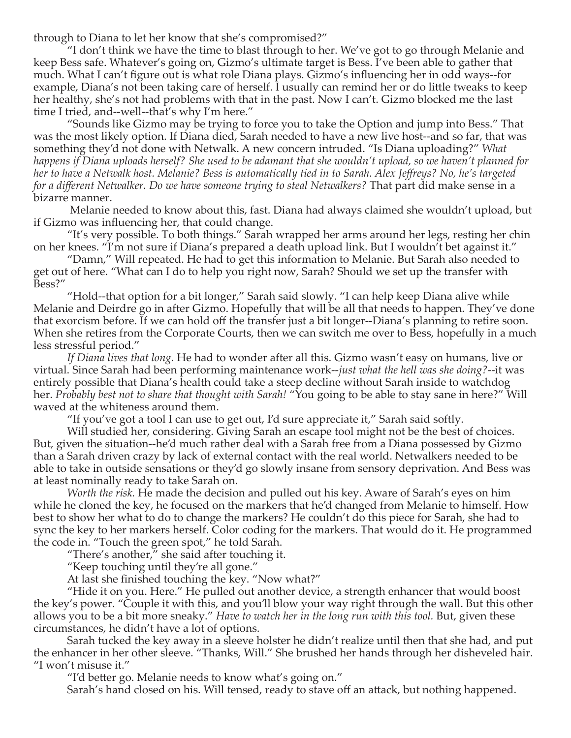through to Diana to let her know that she's compromised?"

"I don't think we have the time to blast through to her. We've got to go through Melanie and keep Bess safe. Whatever's going on, Gizmo's ultimate target is Bess. I've been able to gather that much. What I can't figure out is what role Diana plays. Gizmo's influencing her in odd ways--for example, Diana's not been taking care of herself. I usually can remind her or do little tweaks to keep her healthy, she's not had problems with that in the past. Now I can't. Gizmo blocked me the last time I tried, and--well--that's why I'm here."

"Sounds like Gizmo may be trying to force you to take the Option and jump into Bess." That was the most likely option. If Diana died, Sarah needed to have a new live host--and so far, that was something they'd not done with Netwalk. A new concern intruded. "Is Diana uploading?" *What happens if Diana uploads herself? She used to be adamant that she wouldn't upload, so we haven't planned for her to have a Netwalk host. Melanie? Bess is automatically tied in to Sarah. Alex Jeffreys? No, he's targeted for a different Netwalker. Do we have someone trying to steal Netwalkers?* That part did make sense in a bizarre manner.

Melanie needed to know about this, fast. Diana had always claimed she wouldn't upload, but if Gizmo was influencing her, that could change.

"It's very possible. To both things." Sarah wrapped her arms around her legs, resting her chin on her knees. "I'm not sure if Diana's prepared a death upload link. But I wouldn't bet against it."

"Damn," Will repeated. He had to get this information to Melanie. But Sarah also needed to get out of here. "What can I do to help you right now, Sarah? Should we set up the transfer with Bess?"

"Hold--that option for a bit longer," Sarah said slowly. "I can help keep Diana alive while Melanie and Deirdre go in after Gizmo. Hopefully that will be all that needs to happen. They've done that exorcism before. If we can hold off the transfer just a bit longer--Diana's planning to retire soon. When she retires from the Corporate Courts, then we can switch me over to Bess, hopefully in a much less stressful period."

*If Diana lives that long.* He had to wonder after all this. Gizmo wasn't easy on humans, live or virtual. Since Sarah had been performing maintenance work--*just what the hell was she doing?*--it was entirely possible that Diana's health could take a steep decline without Sarah inside to watchdog her. *Probably best not to share that thought with Sarah!* "You going to be able to stay sane in here?" Will waved at the whiteness around them.

"If you've got a tool I can use to get out, I'd sure appreciate it," Sarah said softly.

Will studied her, considering. Giving Sarah an escape tool might not be the best of choices. But, given the situation--he'd much rather deal with a Sarah free from a Diana possessed by Gizmo than a Sarah driven crazy by lack of external contact with the real world. Netwalkers needed to be able to take in outside sensations or they'd go slowly insane from sensory deprivation. And Bess was at least nominally ready to take Sarah on.

*Worth the risk.* He made the decision and pulled out his key. Aware of Sarah's eyes on him while he cloned the key, he focused on the markers that he'd changed from Melanie to himself. How best to show her what to do to change the markers? He couldn't do this piece for Sarah, she had to sync the key to her markers herself. Color coding for the markers. That would do it. He programmed the code in. "Touch the green spot," he told Sarah.

"There's another," she said after touching it.

"Keep touching until they're all gone."

At last she finished touching the key. "Now what?"

"Hide it on you. Here." He pulled out another device, a strength enhancer that would boost the key's power. "Couple it with this, and you'll blow your way right through the wall. But this other allows you to be a bit more sneaky." *Have to watch her in the long run with this tool.* But, given these circumstances, he didn't have a lot of options.

Sarah tucked the key away in a sleeve holster he didn't realize until then that she had, and put the enhancer in her other sleeve. "Thanks, Will." She brushed her hands through her disheveled hair. "I won't misuse it."

"I'd better go. Melanie needs to know what's going on."

Sarah's hand closed on his. Will tensed, ready to stave off an attack, but nothing happened.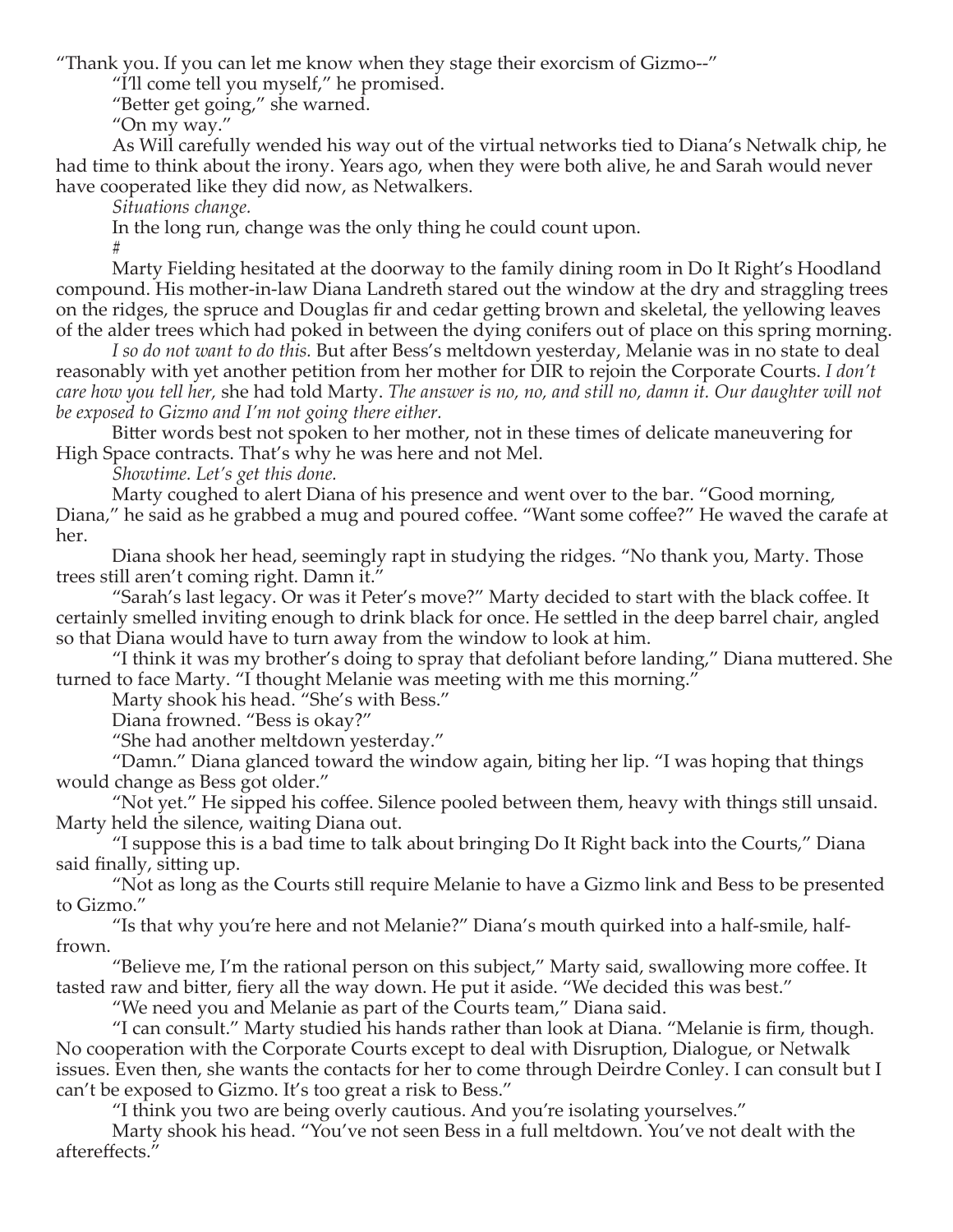"Thank you. If you can let me know when they stage their exorcism of Gizmo--"

"I'll come tell you myself," he promised.

"Better get going," she warned.

"On my way."

As Will carefully wended his way out of the virtual networks tied to Diana's Netwalk chip, he had time to think about the irony. Years ago, when they were both alive, he and Sarah would never have cooperated like they did now, as Netwalkers.

*Situations change.*

In the long run, change was the only thing he could count upon.

#

Marty Fielding hesitated at the doorway to the family dining room in Do It Right's Hoodland compound. His mother-in-law Diana Landreth stared out the window at the dry and straggling trees on the ridges, the spruce and Douglas fir and cedar getting brown and skeletal, the yellowing leaves of the alder trees which had poked in between the dying conifers out of place on this spring morning.

*I so do not want to do this.* But after Bess's meltdown yesterday, Melanie was in no state to deal reasonably with yet another petition from her mother for DIR to rejoin the Corporate Courts. *I don't care how you tell her,* she had told Marty. *The answer is no, no, and still no, damn it. Our daughter will not be exposed to Gizmo and I'm not going there either.*

Bitter words best not spoken to her mother, not in these times of delicate maneuvering for High Space contracts. That's why he was here and not Mel.

*Showtime. Let's get this done.*

Marty coughed to alert Diana of his presence and went over to the bar. "Good morning, Diana," he said as he grabbed a mug and poured coffee. "Want some coffee?" He waved the carafe at her.

Diana shook her head, seemingly rapt in studying the ridges. "No thank you, Marty. Those trees still aren't coming right. Damn it."

"Sarah's last legacy. Or was it Peter's move?" Marty decided to start with the black coffee. It certainly smelled inviting enough to drink black for once. He settled in the deep barrel chair, angled so that Diana would have to turn away from the window to look at him.

"I think it was my brother's doing to spray that defoliant before landing," Diana muttered. She turned to face Marty. "I thought Melanie was meeting with me this morning."

Marty shook his head. "She's with Bess."

Diana frowned. "Bess is okay?"

"She had another meltdown yesterday."

"Damn." Diana glanced toward the window again, biting her lip. "I was hoping that things would change as Bess got older."

"Not yet." He sipped his coffee. Silence pooled between them, heavy with things still unsaid. Marty held the silence, waiting Diana out.

"I suppose this is a bad time to talk about bringing Do It Right back into the Courts," Diana said finally, sitting up.

"Not as long as the Courts still require Melanie to have a Gizmo link and Bess to be presented to Gizmo."

"Is that why you're here and not Melanie?" Diana's mouth quirked into a half-smile, half-frown.

"Believe me, I'm the rational person on this subject," Marty said, swallowing more coffee. It tasted raw and bitter, fiery all the way down. He put it aside. "We decided this was best."

"We need you and Melanie as part of the Courts team," Diana said.

"I can consult." Marty studied his hands rather than look at Diana. "Melanie is firm, though. No cooperation with the Corporate Courts except to deal with Disruption, Dialogue, or Netwalk issues. Even then, she wants the contacts for her to come through Deirdre Conley. I can consult but I can't be exposed to Gizmo. It's too great a risk to Bess."

"I think you two are being overly cautious. And you're isolating yourselves."

Marty shook his head. "You've not seen Bess in a full meltdown. You've not dealt with the aftereffects."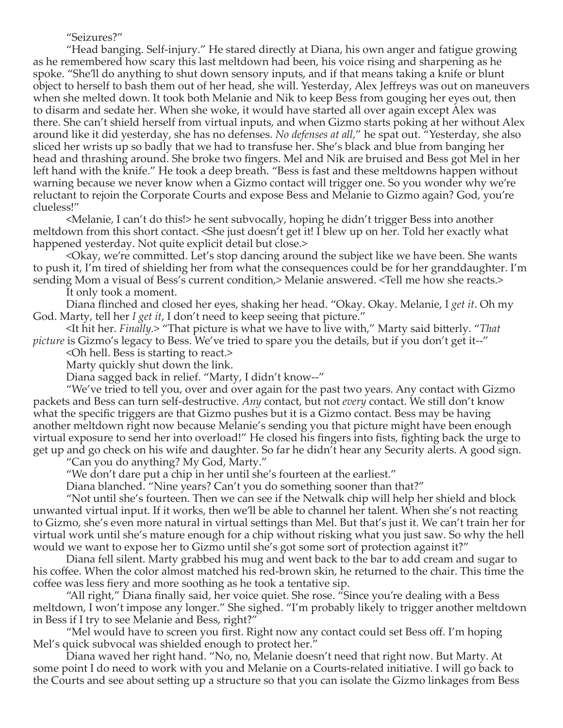"Seizures?"

"Head banging. Self-injury." He stared directly at Diana, his own anger and fatigue growing as he remembered how scary this last meltdown had been, his voice rising and sharpening as he spoke. "She'll do anything to shut down sensory inputs, and if that means taking a knife or blunt object to herself to bash them out of her head, she will. Yesterday, Alex Jeffreys was out on maneuvers when she melted down. It took both Melanie and Nik to keep Bess from gouging her eyes out, then to disarm and sedate her. When she woke, it would have started all over again except Alex was there. She can't shield herself from virtual inputs, and when Gizmo starts poking at her without Alex around like it did yesterday, she has no defenses. *No defenses at all*," he spat out. "Yesterday, she also sliced her wrists up so badly that we had to transfuse her. She's black and blue from banging her head and thrashing around. She broke two fingers. Mel and Nik are bruised and Bess got Mel in her left hand with the knife." He took a deep breath. "Bess is fast and these meltdowns happen without warning because we never know when a Gizmo contact will trigger one. So you wonder why we're reluctant to rejoin the Corporate Courts and expose Bess and Melanie to Gizmo again? God, you're clueless!"

<Melanie, I can't do this!> he sent subvocally, hoping he didn't trigger Bess into another meltdown from this short contact. <She just doesn't get it! I blew up on her. Told her exactly what happened yesterday. Not quite explicit detail but close.>

<Okay, we're committed. Let's stop dancing around the subject like we have been. She wants to push it, I'm tired of shielding her from what the consequences could be for her granddaughter. I'm sending Mom a visual of Bess's current condition,> Melanie answered. <Tell me how she reacts.>

It only took a moment.

Diana flinched and closed her eyes, shaking her head. "Okay. Okay. Melanie, I *get it*. Oh my God. Marty, tell her *I get it*, I don't need to keep seeing that picture."

<It hit her. *Finally*.> "That picture is what we have to live with," Marty said bitterly. "*That picture* is Gizmo's legacy to Bess. We've tried to spare you the details, but if you don't get it--"

<Oh hell. Bess is starting to react.>

Marty quickly shut down the link.

Diana sagged back in relief. "Marty, I didn't know--"

"We've tried to tell you, over and over again for the past two years. Any contact with Gizmo packets and Bess can turn self-destructive. *Any* contact, but not *every* contact. We still don't know what the specific triggers are that Gizmo pushes but it is a Gizmo contact. Bess may be having another meltdown right now because Melanie's sending you that picture might have been enough virtual exposure to send her into overload!" He closed his fingers into fists, fighting back the urge to get up and go check on his wife and daughter. So far he didn't hear any Security alerts. A good sign.

"Can you do anything? My God, Marty."

"We don't dare put a chip in her until she's fourteen at the earliest."

Diana blanched. "Nine years? Can't you do something sooner than that?"

"Not until she's fourteen. Then we can see if the Netwalk chip will help her shield and block unwanted virtual input. If it works, then we'll be able to channel her talent. When she's not reacting to Gizmo, she's even more natural in virtual settings than Mel. But that's just it. We can't train her for virtual work until she's mature enough for a chip without risking what you just saw. So why the hell would we want to expose her to Gizmo until she's got some sort of protection against it?"

Diana fell silent. Marty grabbed his mug and went back to the bar to add cream and sugar to his coffee. When the color almost matched his red-brown skin, he returned to the chair. This time the coffee was less fiery and more soothing as he took a tentative sip.

"All right," Diana finally said, her voice quiet. She rose. "Since you're dealing with a Bess meltdown, I won't impose any longer." She sighed. "I'm probably likely to trigger another meltdown in Bess if I try to see Melanie and Bess, right?"

"Mel would have to screen you first. Right now any contact could set Bess off. I'm hoping Mel's quick subvocal was shielded enough to protect her."

Diana waved her right hand. "No, no, Melanie doesn't need that right now. But Marty. At some point I do need to work with you and Melanie on a Courts-related initiative. I will go back to the Courts and see about setting up a structure so that you can isolate the Gizmo linkages from Bess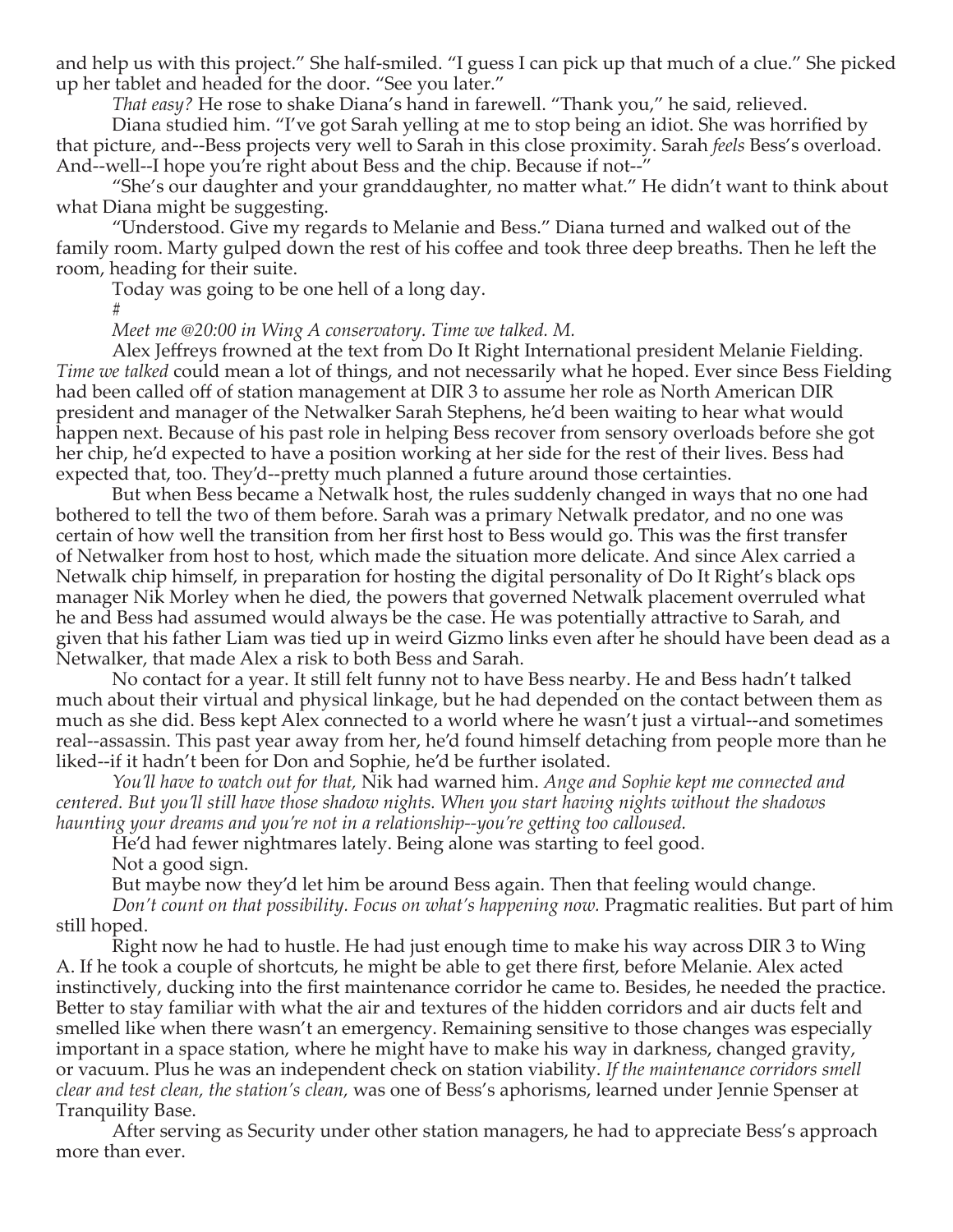and help us with this project." She half-smiled. "I guess I can pick up that much of a clue." She picked up her tablet and headed for the door. "See you later."

*That easy?* He rose to shake Diana's hand in farewell. "Thank you," he said, relieved.

Diana studied him. "I've got Sarah yelling at me to stop being an idiot. She was horrified by that picture, and--Bess projects very well to Sarah in this close proximity. Sarah *feels* Bess's overload. And--well--I hope you're right about Bess and the chip. Because if not--"

"She's our daughter and your granddaughter, no matter what." He didn't want to think about what Diana might be suggesting.

"Understood. Give my regards to Melanie and Bess." Diana turned and walked out of the family room. Marty gulped down the rest of his coffee and took three deep breaths. Then he left the room, heading for their suite.

Today was going to be one hell of a long day.

#

*Meet me @20:00 in Wing A conservatory. Time we talked. M.*

Alex Jeffreys frowned at the text from Do It Right International president Melanie Fielding. *Time we talked* could mean a lot of things, and not necessarily what he hoped. Ever since Bess Fielding had been called off of station management at DIR 3 to assume her role as North American DIR president and manager of the Netwalker Sarah Stephens, he'd been waiting to hear what would happen next. Because of his past role in helping Bess recover from sensory overloads before she got her chip, he'd expected to have a position working at her side for the rest of their lives. Bess had expected that, too. They'd--pretty much planned a future around those certainties.

But when Bess became a Netwalk host, the rules suddenly changed in ways that no one had bothered to tell the two of them before. Sarah was a primary Netwalk predator, and no one was certain of how well the transition from her first host to Bess would go. This was the first transfer of Netwalker from host to host, which made the situation more delicate. And since Alex carried a Netwalk chip himself, in preparation for hosting the digital personality of Do It Right's black ops manager Nik Morley when he died, the powers that governed Netwalk placement overruled what he and Bess had assumed would always be the case. He was potentially attractive to Sarah, and given that his father Liam was tied up in weird Gizmo links even after he should have been dead as a Netwalker, that made Alex a risk to both Bess and Sarah.

No contact for a year. It still felt funny not to have Bess nearby. He and Bess hadn't talked much about their virtual and physical linkage, but he had depended on the contact between them as much as she did. Bess kept Alex connected to a world where he wasn't just a virtual--and sometimes real--assassin. This past year away from her, he'd found himself detaching from people more than he liked--if it hadn't been for Don and Sophie, he'd be further isolated.

*You'll have to watch out for that,* Nik had warned him. *Ange and Sophie kept me connected and centered. But you'll still have those shadow nights. When you start having nights without the shadows haunting your dreams and you're not in a relationship--you're getting too calloused.*

He'd had fewer nightmares lately. Being alone was starting to feel good.

Not a good sign.

But maybe now they'd let him be around Bess again. Then that feeling would change.

*Don't count on that possibility. Focus on what's happening now.* Pragmatic realities. But part of him still hoped.

Right now he had to hustle. He had just enough time to make his way across DIR 3 to Wing A. If he took a couple of shortcuts, he might be able to get there first, before Melanie. Alex acted instinctively, ducking into the first maintenance corridor he came to. Besides, he needed the practice. Better to stay familiar with what the air and textures of the hidden corridors and air ducts felt and smelled like when there wasn't an emergency. Remaining sensitive to those changes was especially important in a space station, where he might have to make his way in darkness, changed gravity, or vacuum. Plus he was an independent check on station viability. *If the maintenance corridors smell clear and test clean, the station's clean,* was one of Bess's aphorisms, learned under Jennie Spenser at Tranquility Base.

After serving as Security under other station managers, he had to appreciate Bess's approach more than ever.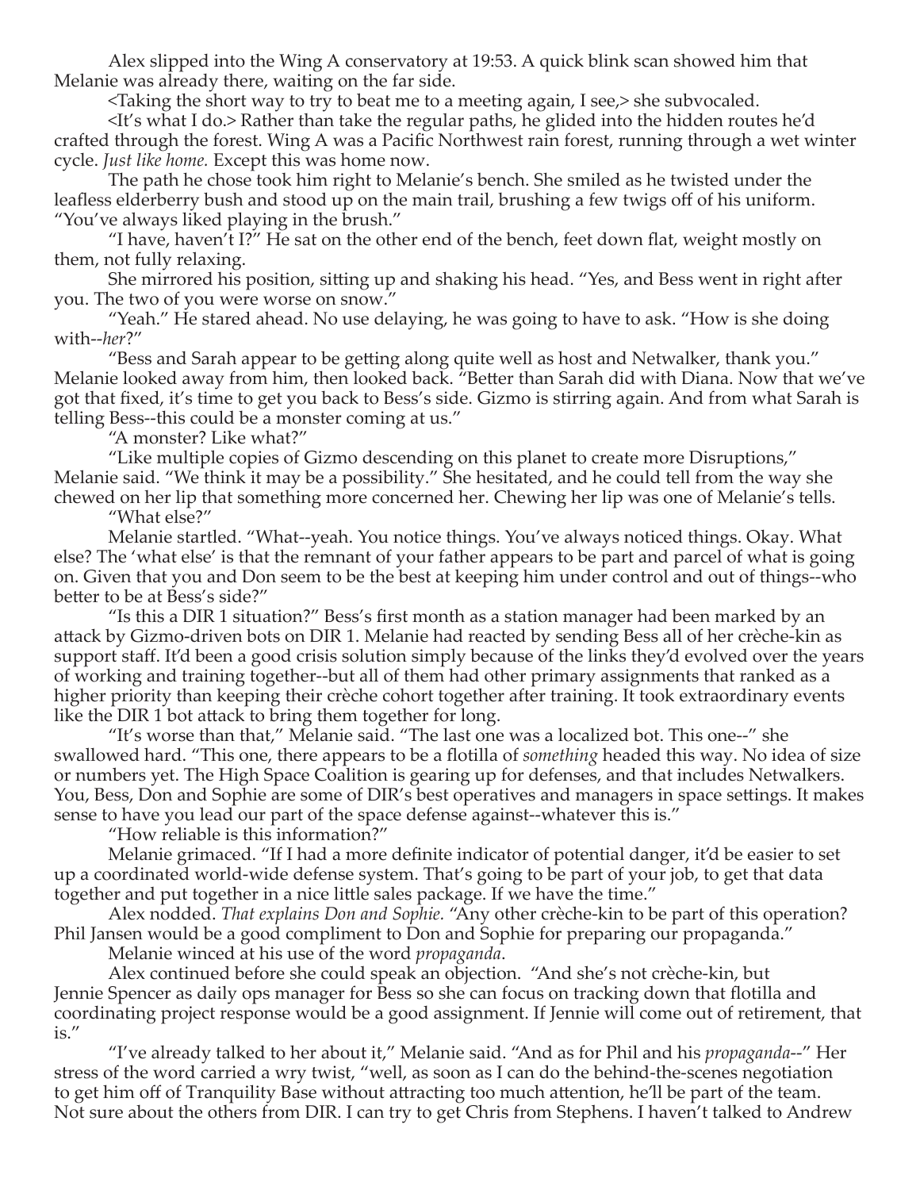Alex slipped into the Wing A conservatory at 19:53. A quick blink scan showed him that Melanie was already there, waiting on the far side.

<Taking the short way to try to beat me to a meeting again, I see,> she subvocaled.

<It's what I do.> Rather than take the regular paths, he glided into the hidden routes he'd crafted through the forest. Wing A was a Pacific Northwest rain forest, running through a wet winter cycle. *Just like home.* Except this was home now.

The path he chose took him right to Melanie's bench. She smiled as he twisted under the leafless elderberry bush and stood up on the main trail, brushing a few twigs off of his uniform. "You've always liked playing in the brush."

"I have, haven't I?" He sat on the other end of the bench, feet down flat, weight mostly on them, not fully relaxing.

She mirrored his position, sitting up and shaking his head. "Yes, and Bess went in right after you. The two of you were worse on snow."

"Yeah." He stared ahead. No use delaying, he was going to have to ask. "How is she doing with--*her*?"

"Bess and Sarah appear to be getting along quite well as host and Netwalker, thank you." Melanie looked away from him, then looked back. "Better than Sarah did with Diana. Now that we've got that fixed, it's time to get you back to Bess's side. Gizmo is stirring again. And from what Sarah is telling Bess--this could be a monster coming at us."

"A monster? Like what?"

"Like multiple copies of Gizmo descending on this planet to create more Disruptions," Melanie said. "We think it may be a possibility." She hesitated, and he could tell from the way she chewed on her lip that something more concerned her. Chewing her lip was one of Melanie's tells.

"What else?"

Melanie startled. "What--yeah. You notice things. You've always noticed things. Okay. What else? The 'what else' is that the remnant of your father appears to be part and parcel of what is going on. Given that you and Don seem to be the best at keeping him under control and out of things--who better to be at Bess's side?"

"Is this a DIR 1 situation?" Bess's first month as a station manager had been marked by an attack by Gizmo-driven bots on DIR 1. Melanie had reacted by sending Bess all of her crèche-kin as support staff. It'd been a good crisis solution simply because of the links they'd evolved over the years of working and training together--but all of them had other primary assignments that ranked as a higher priority than keeping their crèche cohort together after training. It took extraordinary events like the DIR 1 bot attack to bring them together for long.

"It's worse than that," Melanie said. "The last one was a localized bot. This one--" she swallowed hard. "This one, there appears to be a flotilla of *something* headed this way. No idea of size or numbers yet. The High Space Coalition is gearing up for defenses, and that includes Netwalkers. You, Bess, Don and Sophie are some of DIR's best operatives and managers in space settings. It makes sense to have you lead our part of the space defense against--whatever this is."

"How reliable is this information?"

Melanie grimaced. "If I had a more definite indicator of potential danger, it'd be easier to set up a coordinated world-wide defense system. That's going to be part of your job, to get that data together and put together in a nice little sales package. If we have the time."

Alex nodded. *That explains Don and Sophie.* "Any other crèche-kin to be part of this operation? Phil Jansen would be a good compliment to Don and Sophie for preparing our propaganda."

Melanie winced at his use of the word *propaganda*.

Alex continued before she could speak an objection. "And she's not crèche-kin, but Jennie Spencer as daily ops manager for Bess so she can focus on tracking down that flotilla and coordinating project response would be a good assignment. If Jennie will come out of retirement, that is."

"I've already talked to her about it," Melanie said. "And as for Phil and his *propaganda*--" Her stress of the word carried a wry twist, "well, as soon as I can do the behind-the-scenes negotiation to get him off of Tranquility Base without attracting too much attention, he'll be part of the team. Not sure about the others from DIR. I can try to get Chris from Stephens. I haven't talked to Andrew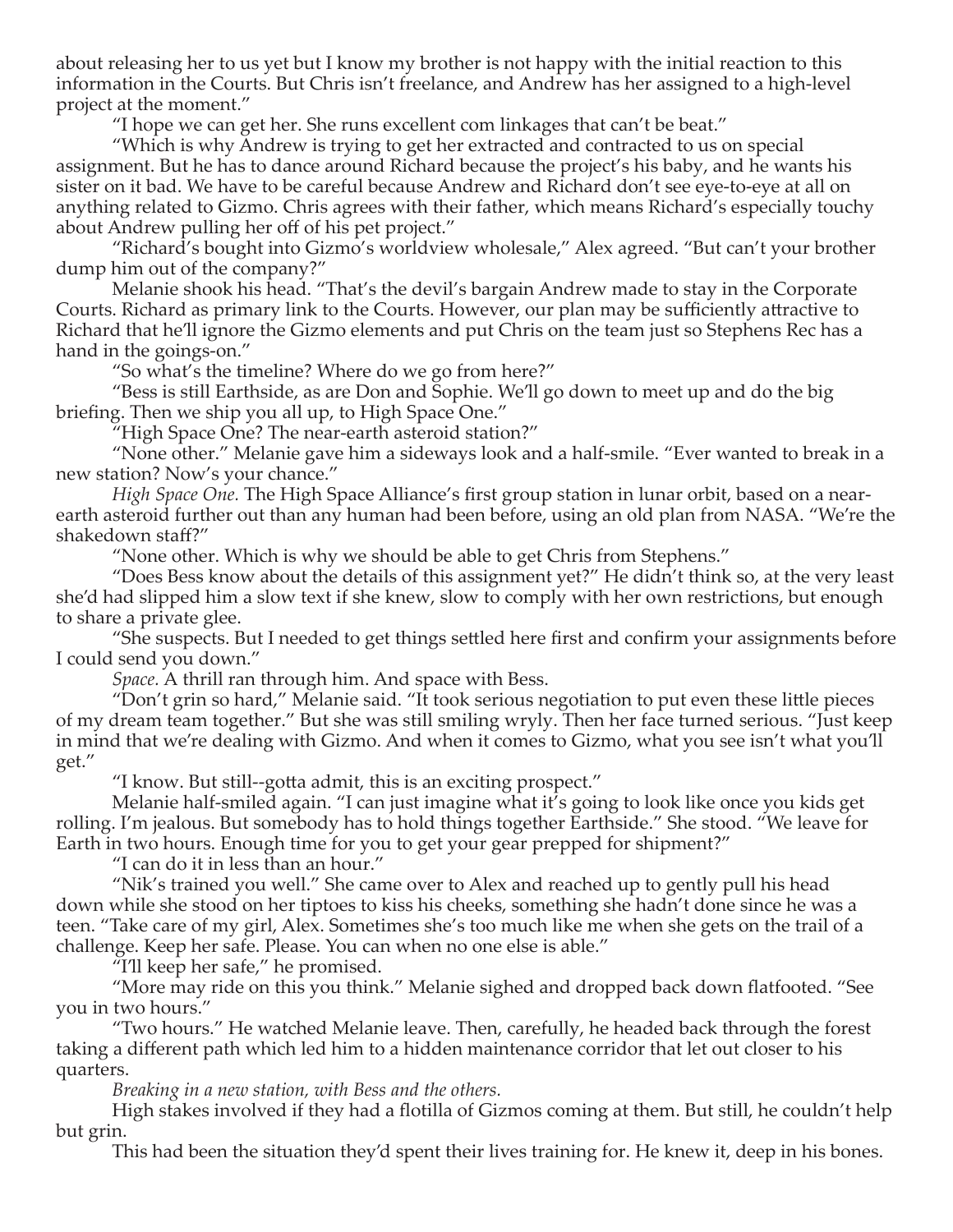about releasing her to us yet but I know my brother is not happy with the initial reaction to this information in the Courts. But Chris isn't freelance, and Andrew has her assigned to a high-level project at the moment."

"I hope we can get her. She runs excellent com linkages that can't be beat."

"Which is why Andrew is trying to get her extracted and contracted to us on special assignment. But he has to dance around Richard because the project's his baby, and he wants his sister on it bad. We have to be careful because Andrew and Richard don't see eye-to-eye at all on anything related to Gizmo. Chris agrees with their father, which means Richard's especially touchy about Andrew pulling her off of his pet project."

"Richard's bought into Gizmo's worldview wholesale," Alex agreed. "But can't your brother dump him out of the company?"

Melanie shook his head. "That's the devil's bargain Andrew made to stay in the Corporate Courts. Richard as primary link to the Courts. However, our plan may be sufficiently attractive to Richard that he'll ignore the Gizmo elements and put Chris on the team just so Stephens Rec has a hand in the goings-on."

"So what's the timeline? Where do we go from here?"

"Bess is still Earthside, as are Don and Sophie. We'll go down to meet up and do the big briefing. Then we ship you all up, to High Space One."

"High Space One? The near-earth asteroid station?"

"None other." Melanie gave him a sideways look and a half-smile. "Ever wanted to break in a new station? Now's your chance."

*High Space One.* The High Space Alliance's first group station in lunar orbit, based on a near-earth asteroid further out than any human had been before, using an old plan from NASA. "We're the shakedown staff?"

"None other. Which is why we should be able to get Chris from Stephens."

"Does Bess know about the details of this assignment yet?" He didn't think so, at the very least she'd had slipped him a slow text if she knew, slow to comply with her own restrictions, but enough to share a private glee.

"She suspects. But I needed to get things settled here first and confirm your assignments before I could send you down."

*Space.* A thrill ran through him. And space with Bess.

"Don't grin so hard," Melanie said. "It took serious negotiation to put even these little pieces of my dream team together." But she was still smiling wryly. Then her face turned serious. "Just keep in mind that we're dealing with Gizmo. And when it comes to Gizmo, what you see isn't what you'll get."

"I know. But still--gotta admit, this is an exciting prospect."

Melanie half-smiled again. "I can just imagine what it's going to look like once you kids get rolling. I'm jealous. But somebody has to hold things together Earthside." She stood. "We leave for Earth in two hours. Enough time for you to get your gear prepped for shipment?"

"I can do it in less than an hour."

"Nik's trained you well." She came over to Alex and reached up to gently pull his head down while she stood on her tiptoes to kiss his cheeks, something she hadn't done since he was a teen. "Take care of my girl, Alex. Sometimes she's too much like me when she gets on the trail of a challenge. Keep her safe. Please. You can when no one else is able."

"I'll keep her safe," he promised.

"More may ride on this you think." Melanie sighed and dropped back down flatfooted. "See you in two hours."

"Two hours." He watched Melanie leave. Then, carefully, he headed back through the forest taking a different path which led him to a hidden maintenance corridor that let out closer to his quarters.

*Breaking in a new station, with Bess and the others.*

High stakes involved if they had a flotilla of Gizmos coming at them. But still, he couldn't help but grin.

This had been the situation they'd spent their lives training for. He knew it, deep in his bones.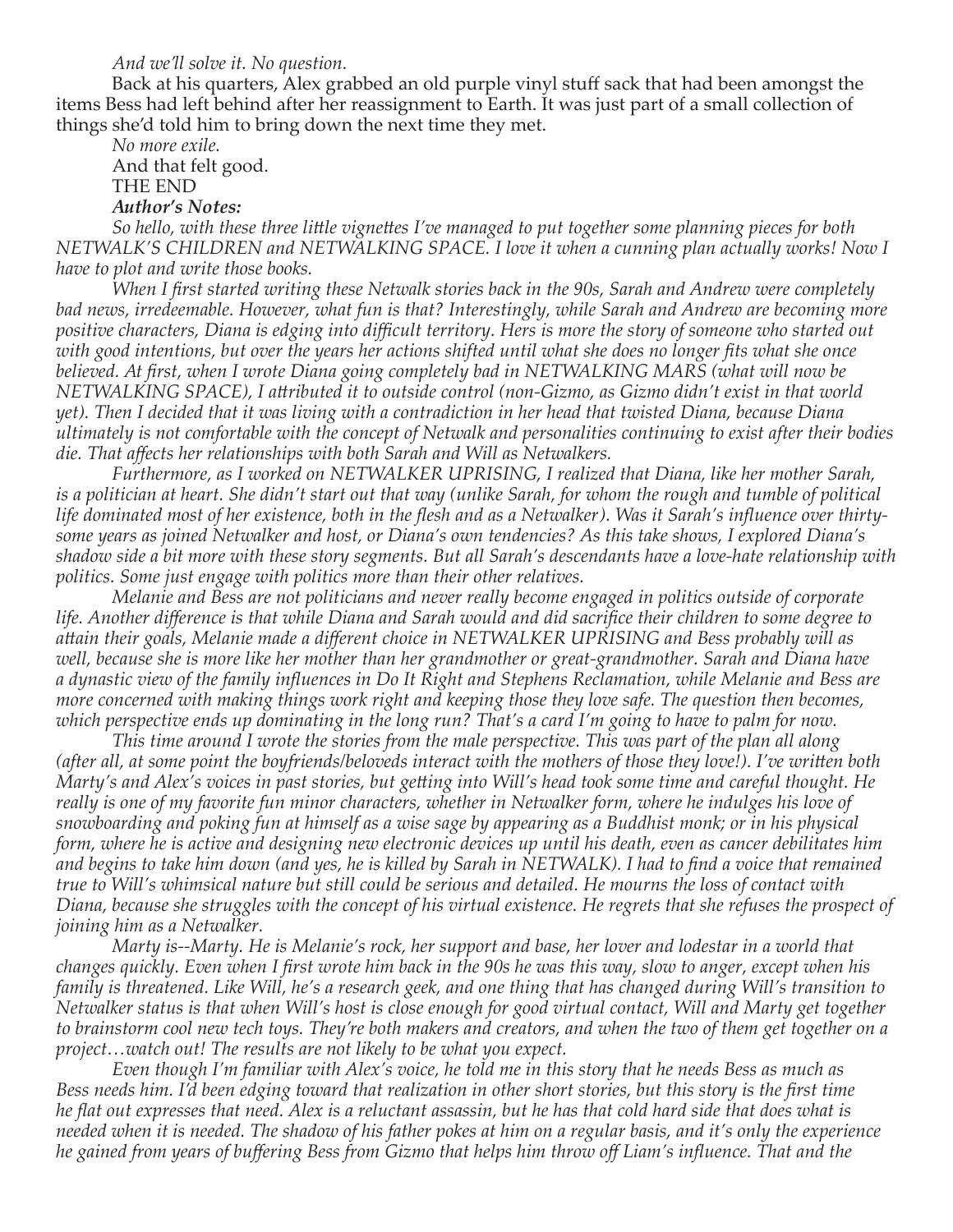*And we'll solve it. No question.*

Back at his quarters, Alex grabbed an old purple vinyl stuff sack that had been amongst the items Bess had left behind after her reassignment to Earth. It was just part of a small collection of things she'd told him to bring down the next time they met.

*No more exile.*

And that felt good.

THE END

***Author's Notes:***

*So hello, with these three little vignettes I've managed to put together some planning pieces for both NETWALK'S CHILDREN and NETWALKING SPACE. I love it when a cunning plan actually works! Now I have to plot and write those books.*

*When I first started writing these Netwalk stories back in the 90s, Sarah and Andrew were completely bad news, irredeemable. However, what fun is that? Interestingly, while Sarah and Andrew are becoming more positive characters, Diana is edging into difficult territory. Hers is more the story of someone who started out with good intentions, but over the years her actions shifted until what she does no longer fits what she once believed. At first, when I wrote Diana going completely bad in NETWALKING MARS (what will now be NETWALKING SPACE), I attributed it to outside control (non-Gizmo, as Gizmo didn't exist in that world yet). Then I decided that it was living with a contradiction in her head that twisted Diana, because Diana ultimately is not comfortable with the concept of Netwalk and personalities continuing to exist after their bodies die. That affects her relationships with both Sarah and Will as Netwalkers.*

*Furthermore, as I worked on NETWALKER UPRISING, I realized that Diana, like her mother Sarah, is a politician at heart. She didn't start out that way (unlike Sarah, for whom the rough and tumble of political life dominated most of her existence, both in the flesh and as a Netwalker). Was it Sarah's influence over thirty-some years as joined Netwalker and host, or Diana's own tendencies? As this take shows, I explored Diana's shadow side a bit more with these story segments. But all Sarah's descendants have a love-hate relationship with politics. Some just engage with politics more than their other relatives.*

*Melanie and Bess are not politicians and never really become engaged in politics outside of corporate life. Another difference is that while Diana and Sarah would and did sacrifice their children to some degree to attain their goals, Melanie made a different choice in NETWALKER UPRISING and Bess probably will as well, because she is more like her mother than her grandmother or great-grandmother. Sarah and Diana have a dynastic view of the family influences in Do It Right and Stephens Reclamation, while Melanie and Bess are more concerned with making things work right and keeping those they love safe. The question then becomes, which perspective ends up dominating in the long run? That's a card I'm going to have to palm for now.*

*This time around I wrote the stories from the male perspective. This was part of the plan all along (after all, at some point the boyfriends/beloveds interact with the mothers of those they love!). I've written both Marty's and Alex's voices in past stories, but getting into Will's head took some time and careful thought. He really is one of my favorite fun minor characters, whether in Netwalker form, where he indulges his love of snowboarding and poking fun at himself as a wise sage by appearing as a Buddhist monk; or in his physical form, where he is active and designing new electronic devices up until his death, even as cancer debilitates him and begins to take him down (and yes, he is killed by Sarah in NETWALK). I had to find a voice that remained true to Will's whimsical nature but still could be serious and detailed. He mourns the loss of contact with Diana, because she struggles with the concept of his virtual existence. He regrets that she refuses the prospect of joining him as a Netwalker.*

*Marty is--Marty. He is Melanie's rock, her support and base, her lover and lodestar in a world that changes quickly. Even when I first wrote him back in the 90s he was this way, slow to anger, except when his family is threatened. Like Will, he's a research geek, and one thing that has changed during Will's transition to Netwalker status is that when Will's host is close enough for good virtual contact, Will and Marty get together to brainstorm cool new tech toys. They're both makers and creators, and when the two of them get together on a project…watch out! The results are not likely to be what you expect.*

*Even though I'm familiar with Alex's voice, he told me in this story that he needs Bess as much as Bess needs him. I'd been edging toward that realization in other short stories, but this story is the first time he flat out expresses that need. Alex is a reluctant assassin, but he has that cold hard side that does what is needed when it is needed. The shadow of his father pokes at him on a regular basis, and it's only the experience he gained from years of buffering Bess from Gizmo that helps him throw off Liam's influence. That and the*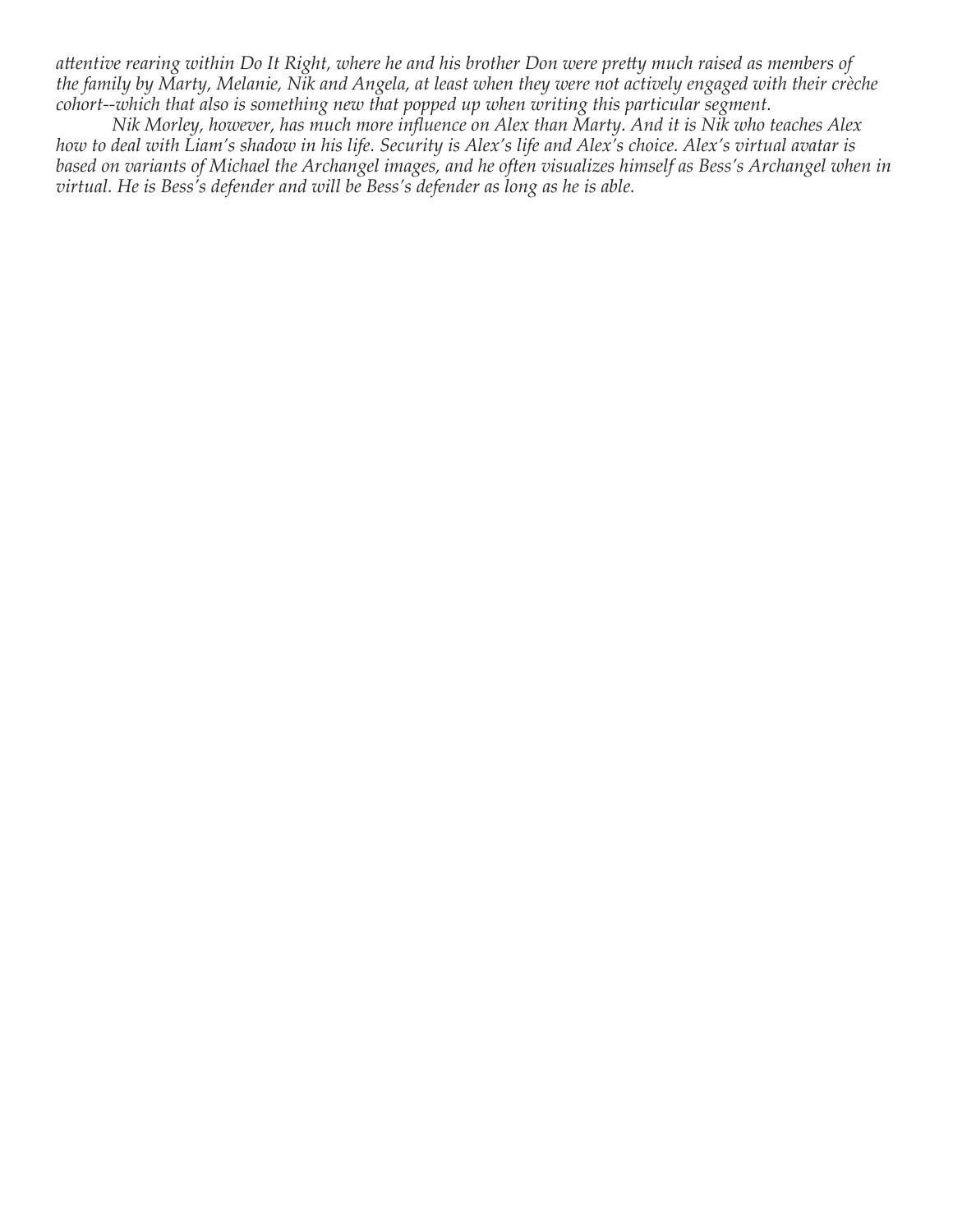*attentive rearing within Do It Right, where he and his brother Don were pretty much raised as members of the family by Marty, Melanie, Nik and Angela, at least when they were not actively engaged with their crèche cohort--which that also is something new that popped up when writing this particular segment.*

*Nik Morley, however, has much more influence on Alex than Marty. And it is Nik who teaches Alex how to deal with Liam's shadow in his life. Security is Alex's life and Alex's choice. Alex's virtual avatar is based on variants of Michael the Archangel images, and he often visualizes himself as Bess's Archangel when in virtual. He is Bess's defender and will be Bess's defender as long as he is able.*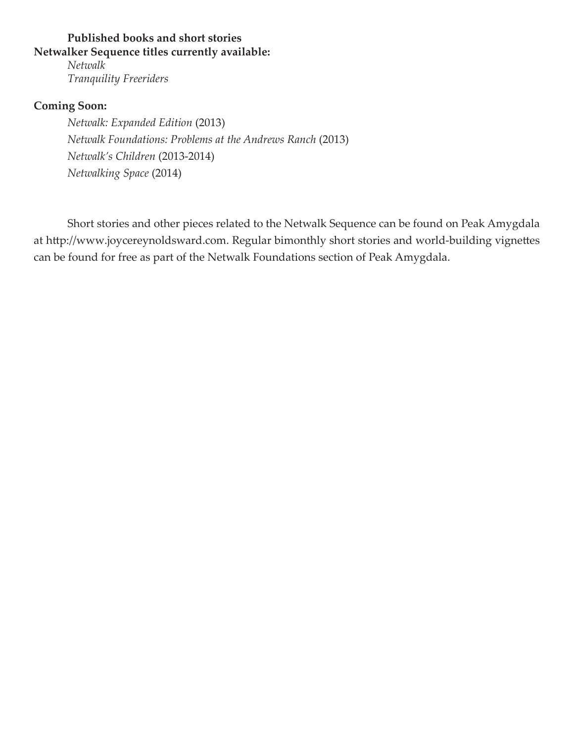**Published books and short stories**

**Netwalker Sequence titles currently available:**

*Netwalk*

*Tranquility Freeriders*

**Coming Soon:**

*Netwalk: Expanded Edition* (2013)

*Netwalk Foundations: Problems at the Andrews Ranch* (2013)

*Netwalk's Children* (2013-2014)

*Netwalking Space* (2014)

Short stories and other pieces related to the Netwalk Sequence can be found on Peak Amygdala at http://www.joycereynoldsward.com. Regular bimonthly short stories and world-building vignettes can be found for free as part of the Netwalk Foundations section of Peak Amygdala.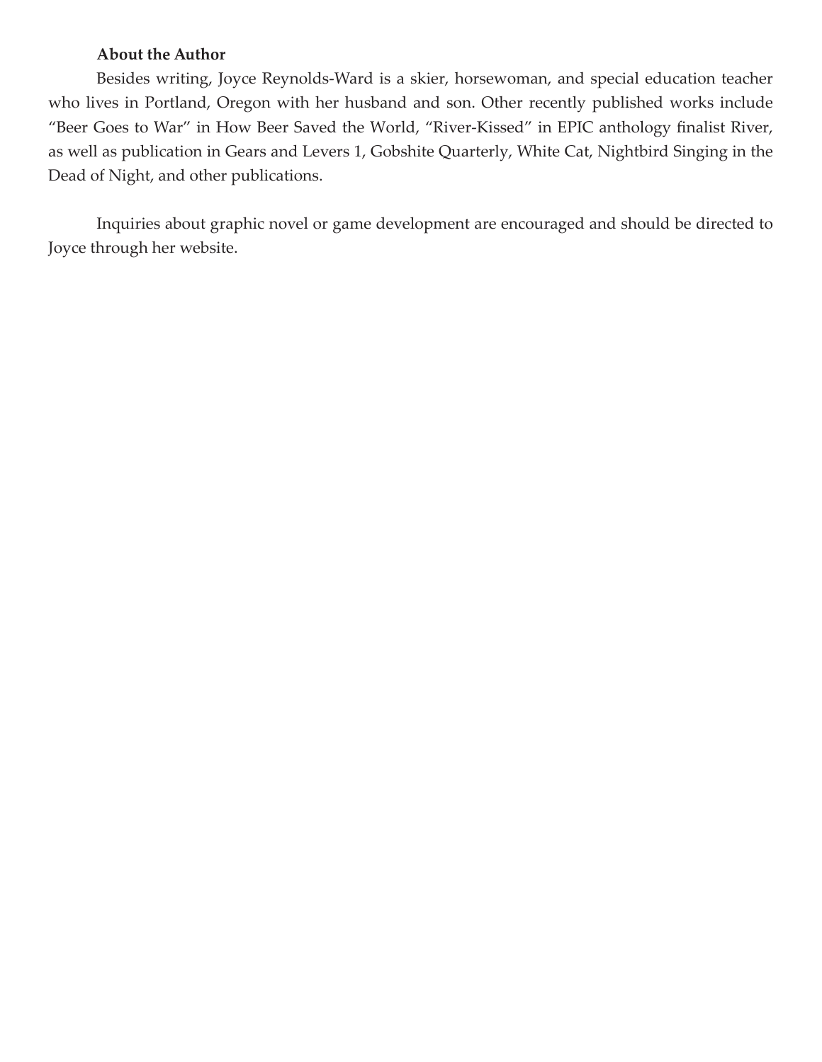**About the Author**

Besides writing, Joyce Reynolds-Ward is a skier, horsewoman, and special education teacher who lives in Portland, Oregon with her husband and son. Other recently published works include “Beer Goes to War” in How Beer Saved the World, “River-Kissed” in EPIC anthology finalist River, as well as publication in Gears and Levers 1, Gobshite Quarterly, White Cat, Nightbird Singing in the Dead of Night, and other publications.

Inquiries about graphic novel or game development are encouraged and should be directed to Joyce through her website.